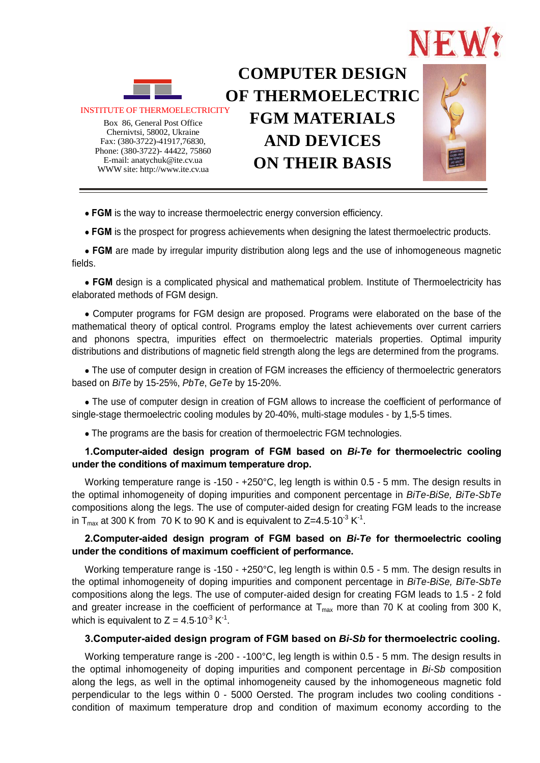NEW!

INSTITUTE OF THERMOELECTRICITY

Box 86, General Post Office
Chernivtsi, 58002, Ukraine
Fax: (380-3722)-41917,76830,
Phone: (380-3722)- 44422, 75860
E-mail: anatychuk@ite.cv.ua
WWW site: http://www.ite.cv.ua

# COMPUTER DESIGN OF THERMOELECTRIC FGM MATERIALS AND DEVICES ON THEIR BASIS

- **FGM** is the way to increase thermoelectric energy conversion efficiency.
- **FGM** is the prospect for progress achievements when designing the latest thermoelectric products.
- **FGM** are made by irregular impurity distribution along legs and the use of inhomogeneous magnetic fields.
- **FGM** design is a complicated physical and mathematical problem. Institute of Thermoelectricity has elaborated methods of FGM design.
- Computer programs for FGM design are proposed. Programs were elaborated on the base of the mathematical theory of optical control. Programs employ the latest achievements over current carriers and phonons spectra, impurities effect on thermoelectric materials properties. Optimal impurity distributions and distributions of magnetic field strength along the legs are determined from the programs.
- The use of computer design in creation of FGM increases the efficiency of thermoelectric generators based on *BiTe* by 15-25%, *PbTe*, *GeTe* by 15-20%.
- The use of computer design in creation of FGM allows to increase the coefficient of performance of single-stage thermoelectric cooling modules by 20-40%, multi-stage modules - by 1,5-5 times.
- The programs are the basis for creation of thermoelectric FGM technologies.

**1.Computer-aided design program of FGM based on *Bi-Te* for thermoelectric cooling under the conditions of maximum temperature drop.**

Working temperature range is -150 - +250°C, leg length is within 0.5 - 5 mm. The design results in the optimal inhomogeneity of doping impurities and component percentage in *BiTe-BiSe, BiTe-SbTe* compositions along the legs. The use of computer-aided design for creating FGM leads to the increase in $T_{max}$ at 300 K from 70 K to 90 K and is equivalent to $Z=4.5 \cdot 10^{-3}$ $K^{-1}$.

**2.Computer-aided design program of FGM based on *Bi-Te* for thermoelectric cooling under the conditions of maximum coefficient of performance.**

Working temperature range is -150 - +250°C, leg length is within 0.5 - 5 mm. The design results in the optimal inhomogeneity of doping impurities and component percentage in *BiTe-BiSe, BiTe-SbTe* compositions along the legs. The use of computer-aided design for creating FGM leads to 1.5 - 2 fold and greater increase in the coefficient of performance at $T_{max}$ more than 70 K at cooling from 300 K, which is equivalent to $Z = 4.5 \cdot 10^{-3}$ $K^{-1}$.

**3.Computer-aided design program of FGM based on *Bi-Sb* for thermoelectric cooling.**

Working temperature range is -200 - -100°C, leg length is within 0.5 - 5 mm. The design results in the optimal inhomogeneity of doping impurities and component percentage in *Bi-Sb* composition along the legs, as well in the optimal inhomogeneity caused by the inhomogeneous magnetic fold perpendicular to the legs within 0 - 5000 Oersted. The program includes two cooling conditions - condition of maximum temperature drop and condition of maximum economy according to the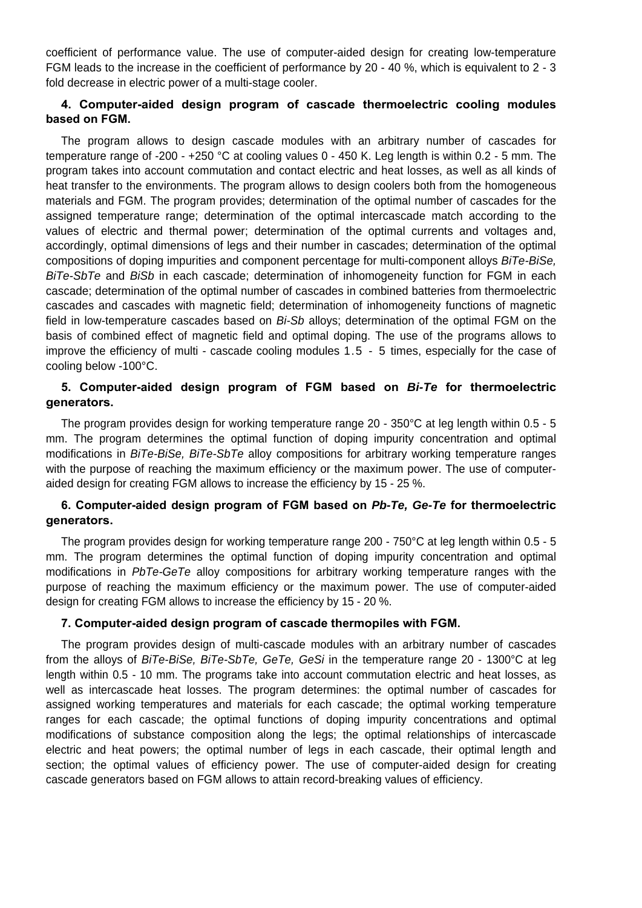coefficient of performance value. The use of computer-aided design for creating low-temperature FGM leads to the increase in the coefficient of performance by 20 - 40 %, which is equivalent to 2 - 3 fold decrease in electric power of a multi-stage cooler.

### 4. Computer-aided design program of cascade thermoelectric cooling modules based on FGM.

The program allows to design cascade modules with an arbitrary number of cascades for temperature range of -200 - +250 °C at cooling values 0 - 450 K. Leg length is within 0.2 - 5 mm. The program takes into account commutation and contact electric and heat losses, as well as all kinds of heat transfer to the environments. The program allows to design coolers both from the homogeneous materials and FGM. The program provides; determination of the optimal number of cascades for the assigned temperature range; determination of the optimal intercascade match according to the values of electric and thermal power; determination of the optimal currents and voltages and, accordingly, optimal dimensions of legs and their number in cascades; determination of the optimal compositions of doping impurities and component percentage for multi-component alloys *BiTe-BiSe, BiTe-SbTe* and *BiSb* in each cascade; determination of inhomogeneity function for FGM in each cascade; determination of the optimal number of cascades in combined batteries from thermoelectric cascades and cascades with magnetic field; determination of inhomogeneity functions of magnetic field in low-temperature cascades based on *Bi-Sb* alloys; determination of the optimal FGM on the basis of combined effect of magnetic field and optimal doping. The use of the programs allows to improve the efficiency of multi - cascade cooling modules 1.5 - 5 times, especially for the case of cooling below -100°C.

### 5. Computer-aided design program of FGM based on *Bi-Te* for thermoelectric generators.

The program provides design for working temperature range 20 - 350°C at leg length within 0.5 - 5 mm. The program determines the optimal function of doping impurity concentration and optimal modifications in *BiTe-BiSe, BiTe-SbTe* alloy compositions for arbitrary working temperature ranges with the purpose of reaching the maximum efficiency or the maximum power. The use of computer-aided design for creating FGM allows to increase the efficiency by 15 - 25 %.

### 6. Computer-aided design program of FGM based on *Pb-Te, Ge-Te* for thermoelectric generators.

The program provides design for working temperature range 200 - 750°C at leg length within 0.5 - 5 mm. The program determines the optimal function of doping impurity concentration and optimal modifications in *PbTe-GeTe* alloy compositions for arbitrary working temperature ranges with the purpose of reaching the maximum efficiency or the maximum power. The use of computer-aided design for creating FGM allows to increase the efficiency by 15 - 20 %.

### 7. Computer-aided design program of cascade thermopiles with FGM.

The program provides design of multi-cascade modules with an arbitrary number of cascades from the alloys of *BiTe-BiSe, BiTe-SbTe, GeTe, GeSi* in the temperature range 20 - 1300°C at leg length within 0.5 - 10 mm. The programs take into account commutation electric and heat losses, as well as intercascade heat losses. The program determines: the optimal number of cascades for assigned working temperatures and materials for each cascade; the optimal working temperature ranges for each cascade; the optimal functions of doping impurity concentrations and optimal modifications of substance composition along the legs; the optimal relationships of intercascade electric and heat powers; the optimal number of legs in each cascade, their optimal length and section; the optimal values of efficiency power. The use of computer-aided design for creating cascade generators based on FGM allows to attain record-breaking values of efficiency.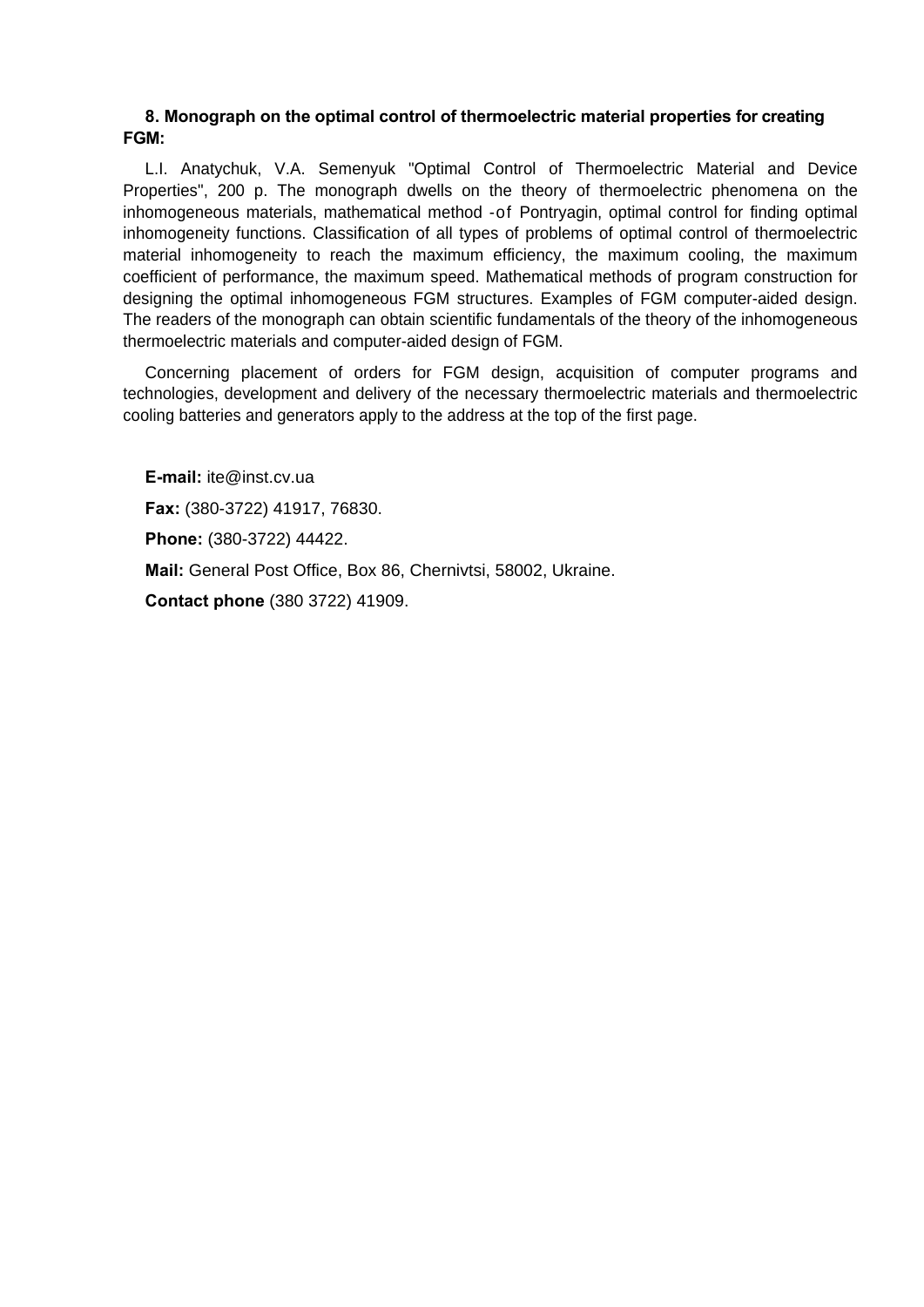**8. Monograph on the optimal control of thermoelectric material properties for creating FGM:**

L.I. Anatychuk, V.A. Semenyuk "Optimal Control of Thermoelectric Material and Device Properties", 200 p. The monograph dwells on the theory of thermoelectric phenomena on the inhomogeneous materials, mathematical method -of Pontryagin, optimal control for finding optimal inhomogeneity functions. Classification of all types of problems of optimal control of thermoelectric material inhomogeneity to reach the maximum efficiency, the maximum cooling, the maximum coefficient of performance, the maximum speed. Mathematical methods of program construction for designing the optimal inhomogeneous FGM structures. Examples of FGM computer-aided design. The readers of the monograph can obtain scientific fundamentals of the theory of the inhomogeneous thermoelectric materials and computer-aided design of FGM.

Concerning placement of orders for FGM design, acquisition of computer programs and technologies, development and delivery of the necessary thermoelectric materials and thermoelectric cooling batteries and generators apply to the address at the top of the first page.

**E-mail:** ite@inst.cv.ua

**Fax:** (380-3722) 41917, 76830.

**Phone:** (380-3722) 44422.

**Mail:** General Post Office, Box 86, Chernivtsi, 58002, Ukraine.

**Contact phone** (380 3722) 41909.